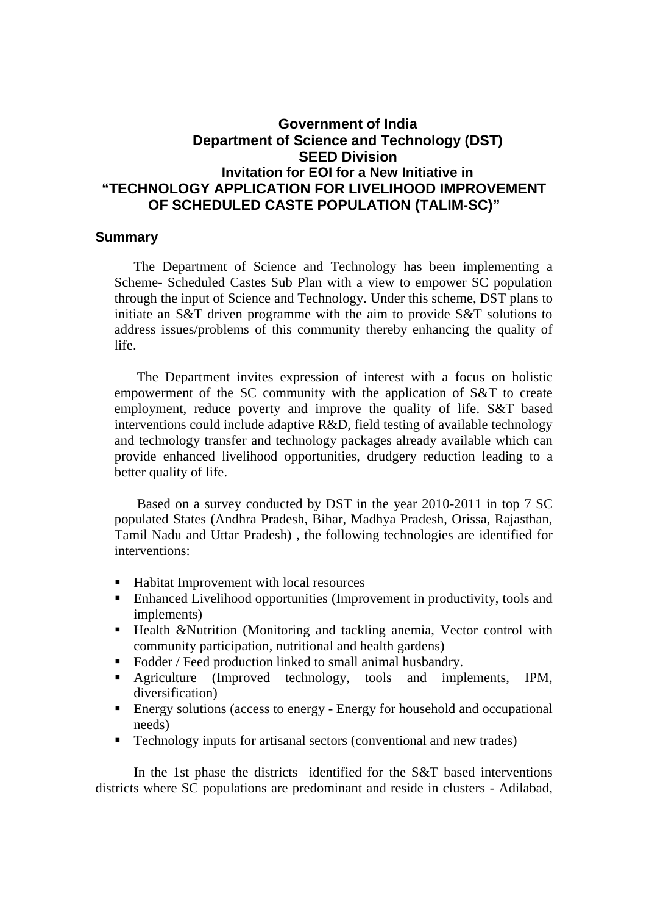# Government of India
## Department of Science and Technology (DST)
## SEED Division
### Invitation for EOI for a New Initiative in
### "TECHNOLOGY APPLICATION FOR LIVELIHOOD IMPROVEMENT OF SCHEDULED CASTE POPULATION (TALIM-SC)"

## Summary

The Department of Science and Technology has been implementing a Scheme- Scheduled Castes Sub Plan with a view to empower SC population through the input of Science and Technology. Under this scheme, DST plans to initiate an S&T driven programme with the aim to provide S&T solutions to address issues/problems of this community thereby enhancing the quality of life.

The Department invites expression of interest with a focus on holistic empowerment of the SC community with the application of S&T to create employment, reduce poverty and improve the quality of life. S&T based interventions could include adaptive R&D, field testing of available technology and technology transfer and technology packages already available which can provide enhanced livelihood opportunities, drudgery reduction leading to a better quality of life.

Based on a survey conducted by DST in the year 2010-2011 in top 7 SC populated States (Andhra Pradesh, Bihar, Madhya Pradesh, Orissa, Rajasthan, Tamil Nadu and Uttar Pradesh) , the following technologies are identified for interventions:

- Habitat Improvement with local resources
- Enhanced Livelihood opportunities (Improvement in productivity, tools and implements)
- Health &Nutrition (Monitoring and tackling anemia, Vector control with community participation, nutritional and health gardens)
- Fodder / Feed production linked to small animal husbandry.
- Agriculture (Improved technology, tools and implements, IPM, diversification)
- Energy solutions (access to energy - Energy for household and occupational needs)
- Technology inputs for artisanal sectors (conventional and new trades)

In the 1st phase the districts identified for the S&T based interventions districts where SC populations are predominant and reside in clusters - Adilabad,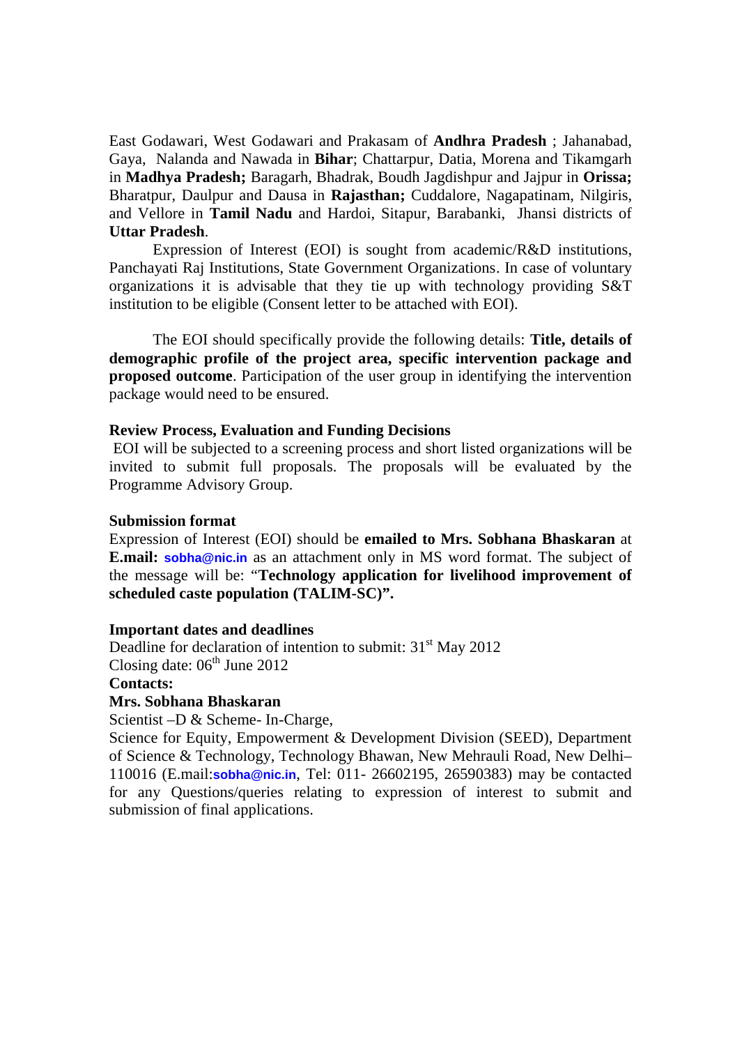East Godawari, West Godawari and Prakasam of **Andhra Pradesh** ; Jahanabad, Gaya, Nalanda and Nawada in **Bihar**; Chattarpur, Datia, Morena and Tikamgarh in **Madhya Pradesh;** Baragarh, Bhadrak, Boudh Jagdishpur and Jajpur in **Orissa;** Bharatpur, Daulpur and Dausa in **Rajasthan;** Cuddalore, Nagapatinam, Nilgiris, and Vellore in **Tamil Nadu** and Hardoi, Sitapur, Barabanki, Jhansi districts of **Uttar Pradesh**.

Expression of Interest (EOI) is sought from academic/R&D institutions, Panchayati Raj Institutions, State Government Organizations. In case of voluntary organizations it is advisable that they tie up with technology providing S&T institution to be eligible (Consent letter to be attached with EOI).

The EOI should specifically provide the following details: **Title, details of demographic profile of the project area, specific intervention package and proposed outcome**. Participation of the user group in identifying the intervention package would need to be ensured.

**Review Process, Evaluation and Funding Decisions**

EOI will be subjected to a screening process and short listed organizations will be invited to submit full proposals. The proposals will be evaluated by the Programme Advisory Group.

**Submission format**

Expression of Interest (EOI) should be **emailed to Mrs. Sobhana Bhaskaran** at **E.mail:** **sobha@nic.in** as an attachment only in MS word format. The subject of the message will be: "**Technology application for livelihood improvement of scheduled caste population (TALIM-SC)".**

**Important dates and deadlines**

Deadline for declaration of intention to submit: 31st May 2012

Closing date: 06th June 2012

**Contacts:**

**Mrs. Sobhana Bhaskaran**

Scientist –D & Scheme- In-Charge,

Science for Equity, Empowerment & Development Division (SEED), Department of Science & Technology, Technology Bhawan, New Mehrauli Road, New Delhi–110016 (E.mail:**sobha@nic.in**, Tel: 011- 26602195, 26590383) may be contacted for any Questions/queries relating to expression of interest to submit and submission of final applications.